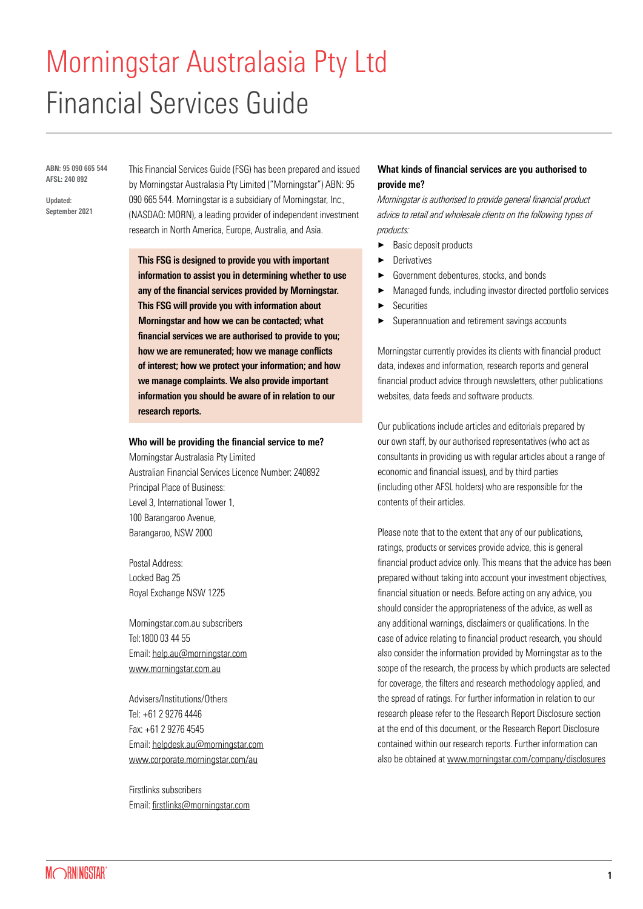# Morningstar Australasia Pty Ltd

# Financial Services Guide

**ABN: 95 090 665 544**
**AFSL: 240 892**

**Updated:**
**September 2021**

This Financial Services Guide (FSG) has been prepared and issued by Morningstar Australasia Pty Limited ("Morningstar") ABN: 95 090 665 544. Morningstar is a subsidiary of Morningstar, Inc., (NASDAQ: MORN), a leading provider of independent investment research in North America, Europe, Australia, and Asia.

**This FSG is designed to provide you with important information to assist you in determining whether to use any of the financial services provided by Morningstar. This FSG will provide you with information about Morningstar and how we can be contacted; what financial services we are authorised to provide to you; how we are remunerated; how we manage conflicts of interest; how we protect your information; and how we manage complaints. We also provide important information you should be aware of in relation to our research reports.**

**Who will be providing the financial service to me?**

Morningstar Australasia Pty Limited
Australian Financial Services Licence Number: 240892
Principal Place of Business:
Level 3, International Tower 1,
100 Barangaroo Avenue,
Barangaroo, NSW 2000

Postal Address:
Locked Bag 25
Royal Exchange NSW 1225

Morningstar.com.au subscribers
Tel:1800 03 44 55
Email: help.au@morningstar.com
www.morningstar.com.au

Advisers/Institutions/Others
Tel: +61 2 9276 4446
Fax: +61 2 9276 4545
Email: helpdesk.au@morningstar.com
www.corporate.morningstar.com/au

Firstlinks subscribers
Email: firstlinks@morningstar.com

**What kinds of financial services are you authorised to provide me?**

*Morningstar is authorised to provide general financial product advice to retail and wholesale clients on the following types of products:*

- Basic deposit products
- Derivatives
- Government debentures, stocks, and bonds
- Managed funds, including investor directed portfolio services
- Securities
- Superannuation and retirement savings accounts

Morningstar currently provides its clients with financial product data, indexes and information, research reports and general financial product advice through newsletters, other publications websites, data feeds and software products.

Our publications include articles and editorials prepared by our own staff, by our authorised representatives (who act as consultants in providing us with regular articles about a range of economic and financial issues), and by third parties (including other AFSL holders) who are responsible for the contents of their articles.

Please note that to the extent that any of our publications, ratings, products or services provide advice, this is general financial product advice only. This means that the advice has been prepared without taking into account your investment objectives, financial situation or needs. Before acting on any advice, you should consider the appropriateness of the advice, as well as any additional warnings, disclaimers or qualifications. In the case of advice relating to financial product research, you should also consider the information provided by Morningstar as to the scope of the research, the process by which products are selected for coverage, the filters and research methodology applied, and the spread of ratings. For further information in relation to our research please refer to the Research Report Disclosure section at the end of this document, or the Research Report Disclosure contained within our research reports. Further information can also be obtained at www.morningstar.com/company/disclosures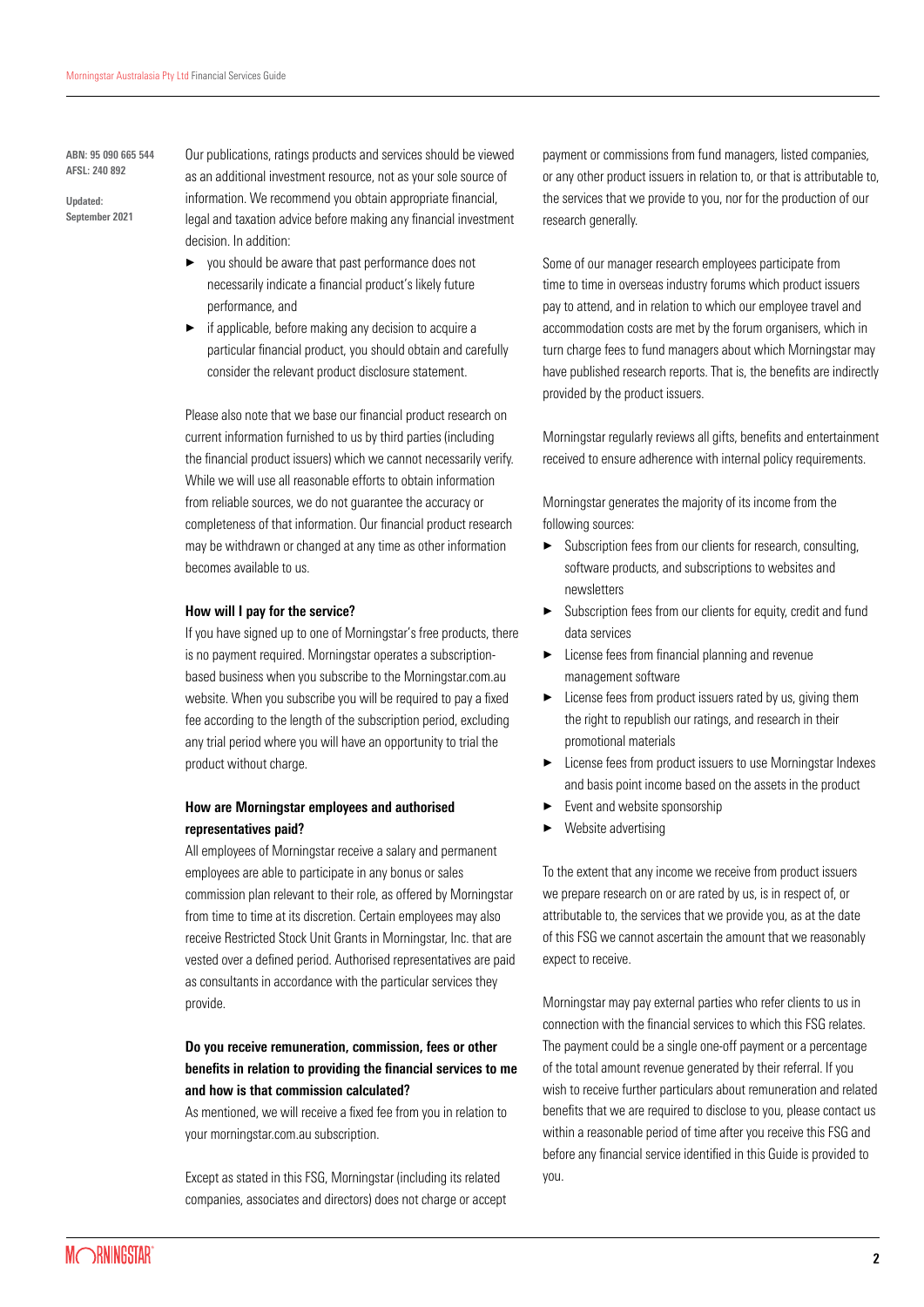ABN: 95 090 665 544
AFSL: 240 892

Updated:
September 2021

Our publications, ratings products and services should be viewed as an additional investment resource, not as your sole source of information. We recommend you obtain appropriate financial, legal and taxation advice before making any financial investment decision. In addition:

- you should be aware that past performance does not necessarily indicate a financial product's likely future performance, and
- if applicable, before making any decision to acquire a particular financial product, you should obtain and carefully consider the relevant product disclosure statement.

Please also note that we base our financial product research on current information furnished to us by third parties (including the financial product issuers) which we cannot necessarily verify. While we will use all reasonable efforts to obtain information from reliable sources, we do not guarantee the accuracy or completeness of that information. Our financial product research may be withdrawn or changed at any time as other information becomes available to us.

**How will I pay for the service?**

If you have signed up to one of Morningstar's free products, there is no payment required. Morningstar operates a subscription-based business when you subscribe to the Morningstar.com.au website. When you subscribe you will be required to pay a fixed fee according to the length of the subscription period, excluding any trial period where you will have an opportunity to trial the product without charge.

**How are Morningstar employees and authorised representatives paid?**

All employees of Morningstar receive a salary and permanent employees are able to participate in any bonus or sales commission plan relevant to their role, as offered by Morningstar from time to time at its discretion. Certain employees may also receive Restricted Stock Unit Grants in Morningstar, Inc. that are vested over a defined period. Authorised representatives are paid as consultants in accordance with the particular services they provide.

**Do you receive remuneration, commission, fees or other benefits in relation to providing the financial services to me and how is that commission calculated?**

As mentioned, we will receive a fixed fee from you in relation to your morningstar.com.au subscription.

Except as stated in this FSG, Morningstar (including its related companies, associates and directors) does not charge or accept payment or commissions from fund managers, listed companies, or any other product issuers in relation to, or that is attributable to, the services that we provide to you, nor for the production of our research generally.

Some of our manager research employees participate from time to time in overseas industry forums which product issuers pay to attend, and in relation to which our employee travel and accommodation costs are met by the forum organisers, which in turn charge fees to fund managers about which Morningstar may have published research reports. That is, the benefits are indirectly provided by the product issuers.

Morningstar regularly reviews all gifts, benefits and entertainment received to ensure adherence with internal policy requirements.

Morningstar generates the majority of its income from the following sources:

- Subscription fees from our clients for research, consulting, software products, and subscriptions to websites and newsletters
- Subscription fees from our clients for equity, credit and fund data services
- License fees from financial planning and revenue management software
- License fees from product issuers rated by us, giving them the right to republish our ratings, and research in their promotional materials
- License fees from product issuers to use Morningstar Indexes and basis point income based on the assets in the product
- Event and website sponsorship
- Website advertising

To the extent that any income we receive from product issuers we prepare research on or are rated by us, is in respect of, or attributable to, the services that we provide you, as at the date of this FSG we cannot ascertain the amount that we reasonably expect to receive.

Morningstar may pay external parties who refer clients to us in connection with the financial services to which this FSG relates. The payment could be a single one-off payment or a percentage of the total amount revenue generated by their referral. If you wish to receive further particulars about remuneration and related benefits that we are required to disclose to you, please contact us within a reasonable period of time after you receive this FSG and before any financial service identified in this Guide is provided to you.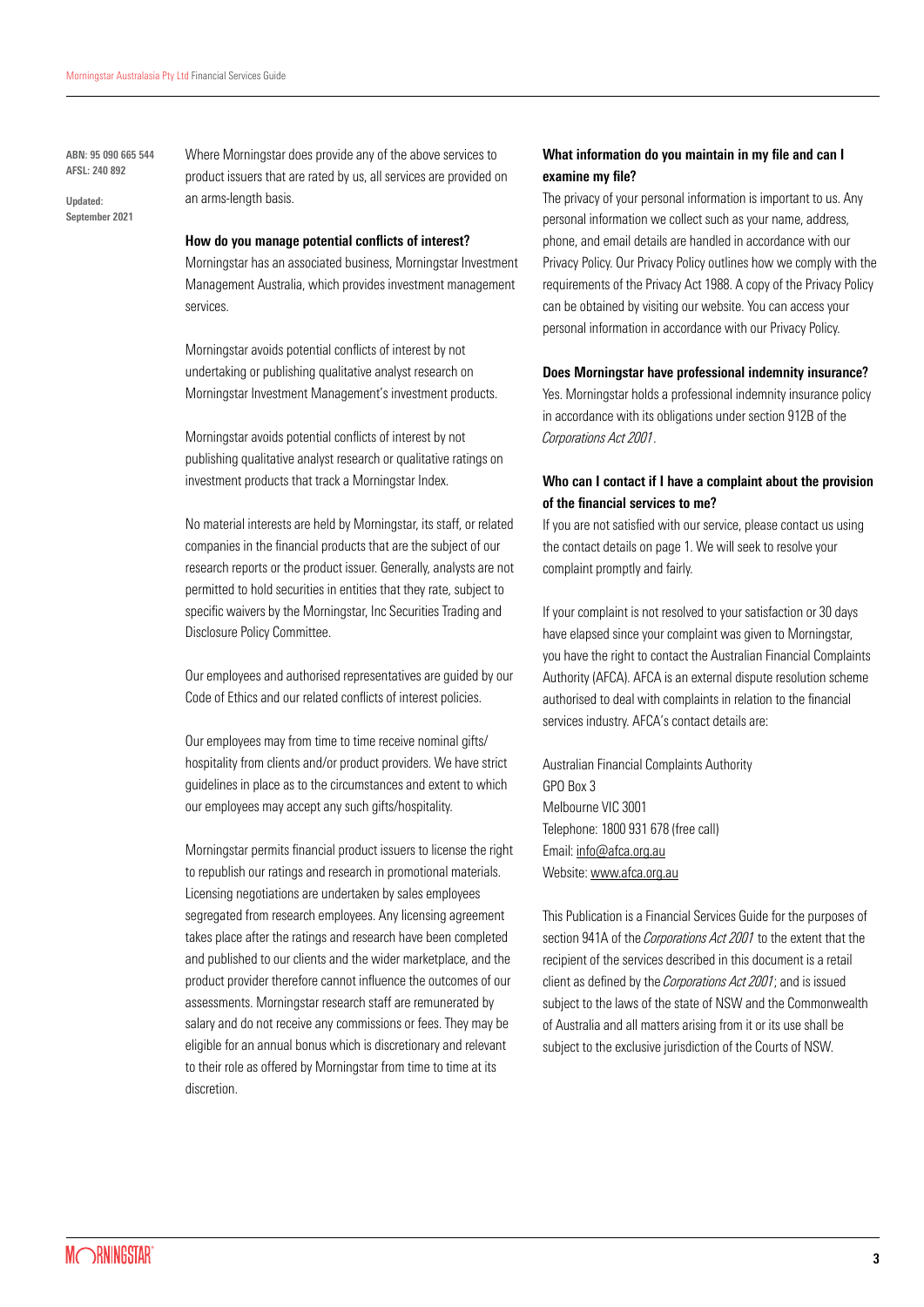ABN: 95 090 665 544
AFSL: 240 892

Updated:
September 2021

Where Morningstar does provide any of the above services to product issuers that are rated by us, all services are provided on an arms-length basis.

**How do you manage potential conflicts of interest?**

Morningstar has an associated business, Morningstar Investment Management Australia, which provides investment management services.

Morningstar avoids potential conflicts of interest by not undertaking or publishing qualitative analyst research on Morningstar Investment Management's investment products.

Morningstar avoids potential conflicts of interest by not publishing qualitative analyst research or qualitative ratings on investment products that track a Morningstar Index.

No material interests are held by Morningstar, its staff, or related companies in the financial products that are the subject of our research reports or the product issuer. Generally, analysts are not permitted to hold securities in entities that they rate, subject to specific waivers by the Morningstar, Inc Securities Trading and Disclosure Policy Committee.

Our employees and authorised representatives are guided by our Code of Ethics and our related conflicts of interest policies.

Our employees may from time to time receive nominal gifts/hospitality from clients and/or product providers. We have strict guidelines in place as to the circumstances and extent to which our employees may accept any such gifts/hospitality.

Morningstar permits financial product issuers to license the right to republish our ratings and research in promotional materials. Licensing negotiations are undertaken by sales employees segregated from research employees. Any licensing agreement takes place after the ratings and research have been completed and published to our clients and the wider marketplace, and the product provider therefore cannot influence the outcomes of our assessments. Morningstar research staff are remunerated by salary and do not receive any commissions or fees. They may be eligible for an annual bonus which is discretionary and relevant to their role as offered by Morningstar from time to time at its discretion.

**What information do you maintain in my file and can I examine my file?**

The privacy of your personal information is important to us. Any personal information we collect such as your name, address, phone, and email details are handled in accordance with our Privacy Policy. Our Privacy Policy outlines how we comply with the requirements of the Privacy Act 1988. A copy of the Privacy Policy can be obtained by visiting our website. You can access your personal information in accordance with our Privacy Policy.

**Does Morningstar have professional indemnity insurance?**

Yes. Morningstar holds a professional indemnity insurance policy in accordance with its obligations under section 912B of the *Corporations Act 2001*.

**Who can I contact if I have a complaint about the provision of the financial services to me?**

If you are not satisfied with our service, please contact us using the contact details on page 1. We will seek to resolve your complaint promptly and fairly.

If your complaint is not resolved to your satisfaction or 30 days have elapsed since your complaint was given to Morningstar, you have the right to contact the Australian Financial Complaints Authority (AFCA). AFCA is an external dispute resolution scheme authorised to deal with complaints in relation to the financial services industry. AFCA's contact details are:

Australian Financial Complaints Authority
GPO Box 3
Melbourne VIC 3001
Telephone: 1800 931 678 (free call)
Email: info@afca.org.au
Website: www.afca.org.au

This Publication is a Financial Services Guide for the purposes of section 941A of the *Corporations Act 2001* to the extent that the recipient of the services described in this document is a retail client as defined by the *Corporations Act 2001*; and is issued subject to the laws of the state of NSW and the Commonwealth of Australia and all matters arising from it or its use shall be subject to the exclusive jurisdiction of the Courts of NSW.